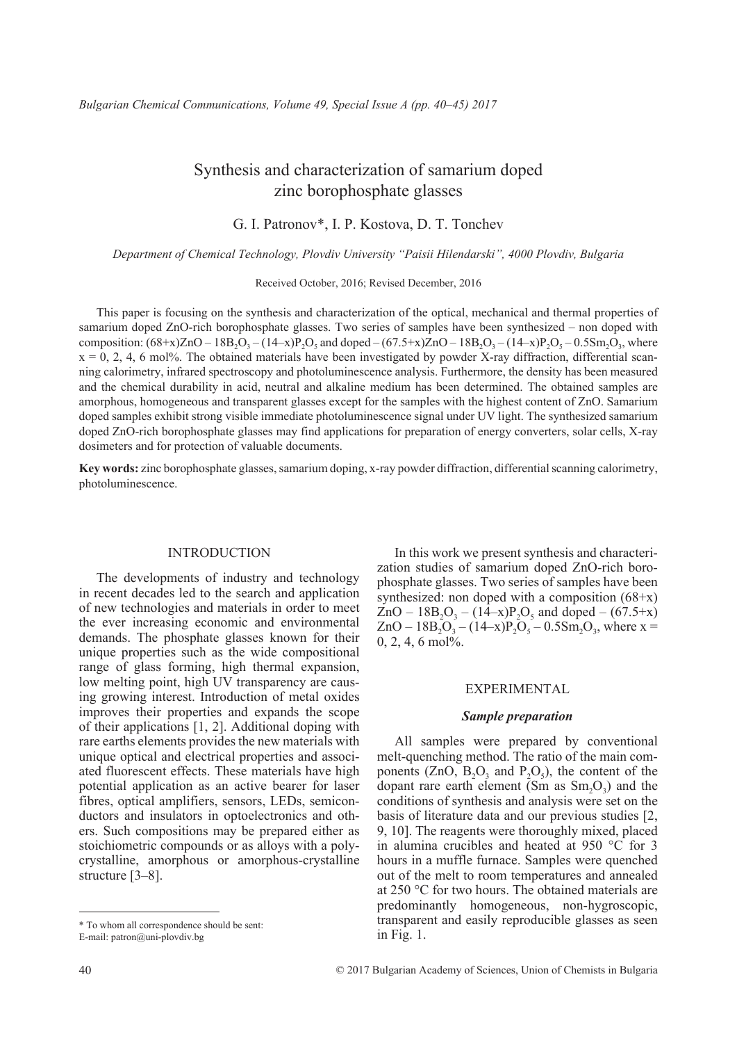# Synthesis and characterization of samarium doped zinc borophosphate glasses

G. I. Patronov*, I. P. Kostova, D. T. Tonchev

*Department of Chemical Technology, Plovdiv University "Paisii Hilendarski", 4000 Plovdiv, Bulgaria*

Received October, 2016; Revised December, 2016

This paper is focusing on the synthesis and characterization of the optical, mechanical and thermal properties of samarium doped ZnO-rich borophosphate glasses. Two series of samples have been synthesized – non doped with composition: $(68+x)ZnO – 18B_2O_3 – (14–x)P_2O_5$ and doped – $(67.5+x)ZnO – 18B_2O_3 – (14–x)P_2O_5 – 0.5Sm_2O_3$, where x = 0, 2, 4, 6 mol%. The obtained materials have been investigated by powder X-ray diffraction, differential scanning calorimetry, infrared spectroscopy and photoluminescence analysis. Furthermore, the density has been measured and the chemical durability in acid, neutral and alkaline medium has been determined. The obtained samples are amorphous, homogeneous and transparent glasses except for the samples with the highest content of ZnO. Samarium doped samples exhibit strong visible immediate photoluminescence signal under UV light. The synthesized samarium doped ZnO-rich borophosphate glasses may find applications for preparation of energy converters, solar cells, X-ray dosimeters and for protection of valuable documents.

**Key words:** zinc borophosphate glasses, samarium doping, x-ray powder diffraction, differential scanning calorimetry, photoluminescence.

## INTRODUCTION

The developments of industry and technology in recent decades led to the search and application of new technologies and materials in order to meet the ever increasing economic and environmental demands. The phosphate glasses known for their unique properties such as the wide compositional range of glass forming, high thermal expansion, low melting point, high UV transparency are causing growing interest. Introduction of metal oxides improves their properties and expands the scope of their applications [1, 2]. Additional doping with rare earths elements provides the new materials with unique optical and electrical properties and associated fluorescent effects. These materials have high potential application as an active bearer for laser fibres, optical amplifiers, sensors, LEDs, semiconductors and insulators in optoelectronics and others. Such compositions may be prepared either as stoichiometric compounds or as alloys with a polycrystalline, amorphous or amorphous-crystalline structure [3–8].

In this work we present synthesis and characterization studies of samarium doped ZnO-rich borophosphate glasses. Two series of samples have been synthesized: non doped with a composition $(68+x)ZnO – 18B_2O_3 – (14–x)P_2O_5$ and doped – $(67.5+x)ZnO – 18B_2O_3 – (14–x)P_2O_5 – 0.5Sm_2O_3$, where x = 0, 2, 4, 6 mol%.

## EXPERIMENTAL

### *Sample preparation*

All samples were prepared by conventional melt-quenching method. The ratio of the main components (ZnO, $B_2O_3$ and $P_2O_5$), the content of the dopant rare earth element (Sm as $Sm_2O_3$) and the conditions of synthesis and analysis were set on the basis of literature data and our previous studies [2, 9, 10]. The reagents were thoroughly mixed, placed in alumina crucibles and heated at 950 °C for 3 hours in a muffle furnace. Samples were quenched out of the melt to room temperatures and annealed at 250 °C for two hours. The obtained materials are predominantly homogeneous, non-hygroscopic, transparent and easily reproducible glasses as seen in Fig. 1.

* To whom all correspondence should be sent:
E-mail: patron@uni-plovdiv.bg

© 2017 Bulgarian Academy of Sciences, Union of Chemists in Bulgaria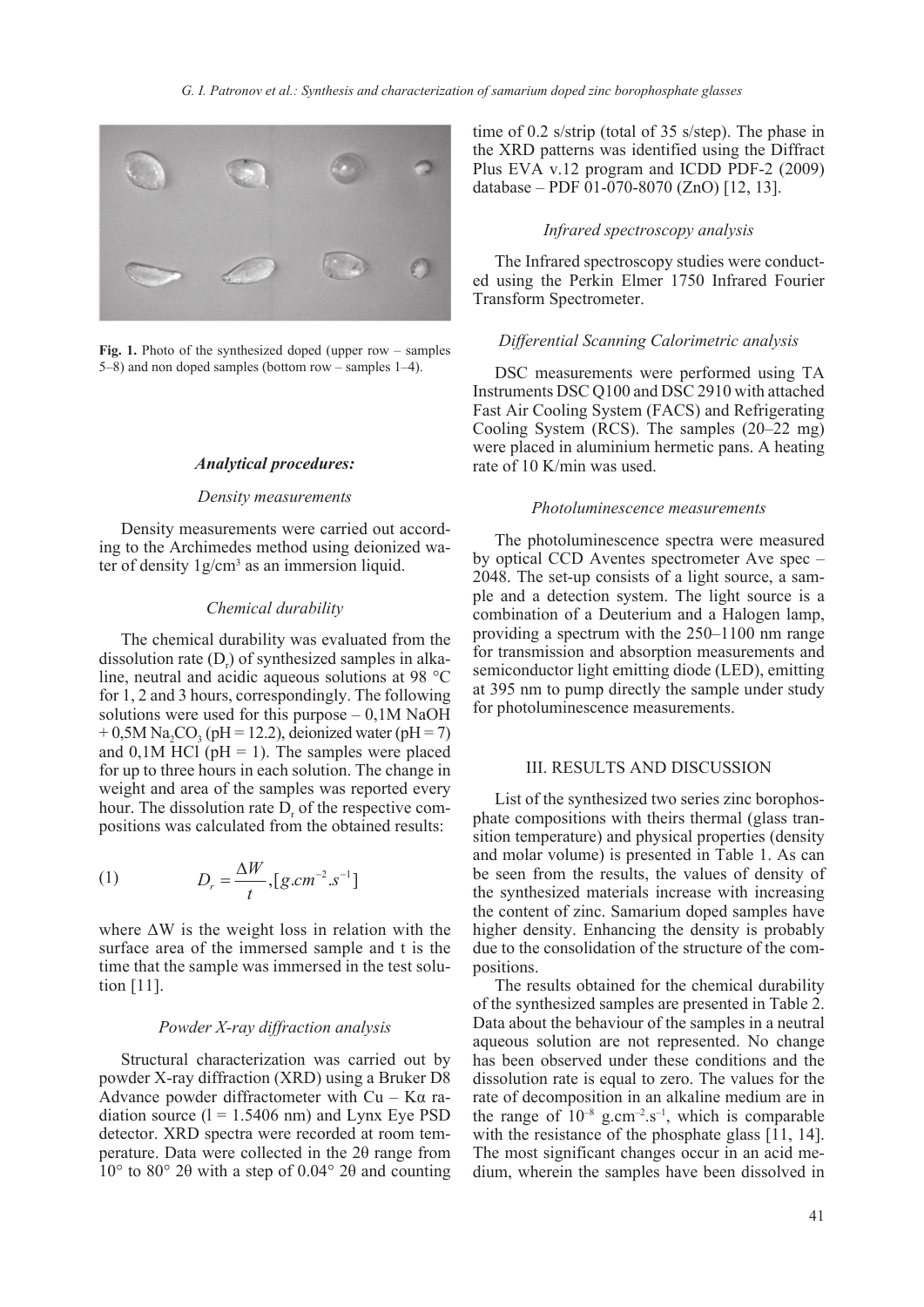Fig. 1. Photo of the synthesized doped (upper row – samples 5–8) and non doped samples (bottom row – samples 1–4).

### *Analytical procedures:*

#### *Density measurements*

Density measurements were carried out according to the Archimedes method using deionized water of density 1g/cm$^3$ as an immersion liquid.

#### *Chemical durability*

The chemical durability was evaluated from the dissolution rate ($D_r$) of synthesized samples in alkaline, neutral and acidic aqueous solutions at 98 °C for 1, 2 and 3 hours, correspondingly. The following solutions were used for this purpose – 0,1M NaOH + 0,5M $Na_2CO_3$ (pH = 12.2), deionized water (pH = 7) and 0,1M HCl (pH = 1). The samples were placed for up to three hours in each solution. The change in weight and area of the samples was reported every hour. The dissolution rate $D_r$ of the respective compositions was calculated from the obtained results:

$$(1) \qquad D_r = \frac{\Delta W}{t}, [g.cm^{-2}.s^{-1}]$$

where ΔW is the weight loss in relation with the surface area of the immersed sample and t is the time that the sample was immersed in the test solution [11].

#### *Powder X-ray diffraction analysis*

Structural characterization was carried out by powder X-ray diffraction (XRD) using a Bruker D8 Advance powder diffractometer with Cu – Kα radiation source (l = 1.5406 nm) and Lynx Eye PSD detector. XRD spectra were recorded at room temperature. Data were collected in the 2θ range from 10° to 80° 2θ with a step of 0.04° 2θ and counting time of 0.2 s/strip (total of 35 s/step). The phase in the XRD patterns was identified using the Diffract Plus EVA v.12 program and ICDD PDF-2 (2009) database – PDF 01-070-8070 (ZnO) [12, 13].

#### *Infrared spectroscopy analysis*

The Infrared spectroscopy studies were conducted using the Perkin Elmer 1750 Infrared Fourier Transform Spectrometer.

#### *Differential Scanning Calorimetric analysis*

DSC measurements were performed using TA Instruments DSC Q100 and DSC 2910 with attached Fast Air Cooling System (FACS) and Refrigerating Cooling System (RCS). The samples (20–22 mg) were placed in aluminium hermetic pans. A heating rate of 10 K/min was used.

#### *Photoluminescence measurements*

The photoluminescence spectra were measured by optical CCD Aventes spectrometer Ave spec – 2048. The set-up consists of a light source, a sample and a detection system. The light source is a combination of a Deuterium and a Halogen lamp, providing a spectrum with the 250–1100 nm range for transmission and absorption measurements and semiconductor light emitting diode (LED), emitting at 395 nm to pump directly the sample under study for photoluminescence measurements.

## III. RESULTS AND DISCUSSION

List of the synthesized two series zinc borophosphate compositions with theirs thermal (glass transition temperature) and physical properties (density and molar volume) is presented in Table 1. As can be seen from the results, the values of density of the synthesized materials increase with increasing the content of zinc. Samarium doped samples have higher density. Enhancing the density is probably due to the consolidation of the structure of the compositions.

The results obtained for the chemical durability of the synthesized samples are presented in Table 2. Data about the behaviour of the samples in a neutral aqueous solution are not represented. No change has been observed under these conditions and the dissolution rate is equal to zero. The values for the rate of decomposition in an alkaline medium are in the range of $10^{-8}$ g.cm$^{-2}$.s$^{-1}$, which is comparable with the resistance of the phosphate glass [11, 14]. The most significant changes occur in an acid medium, wherein the samples have been dissolved in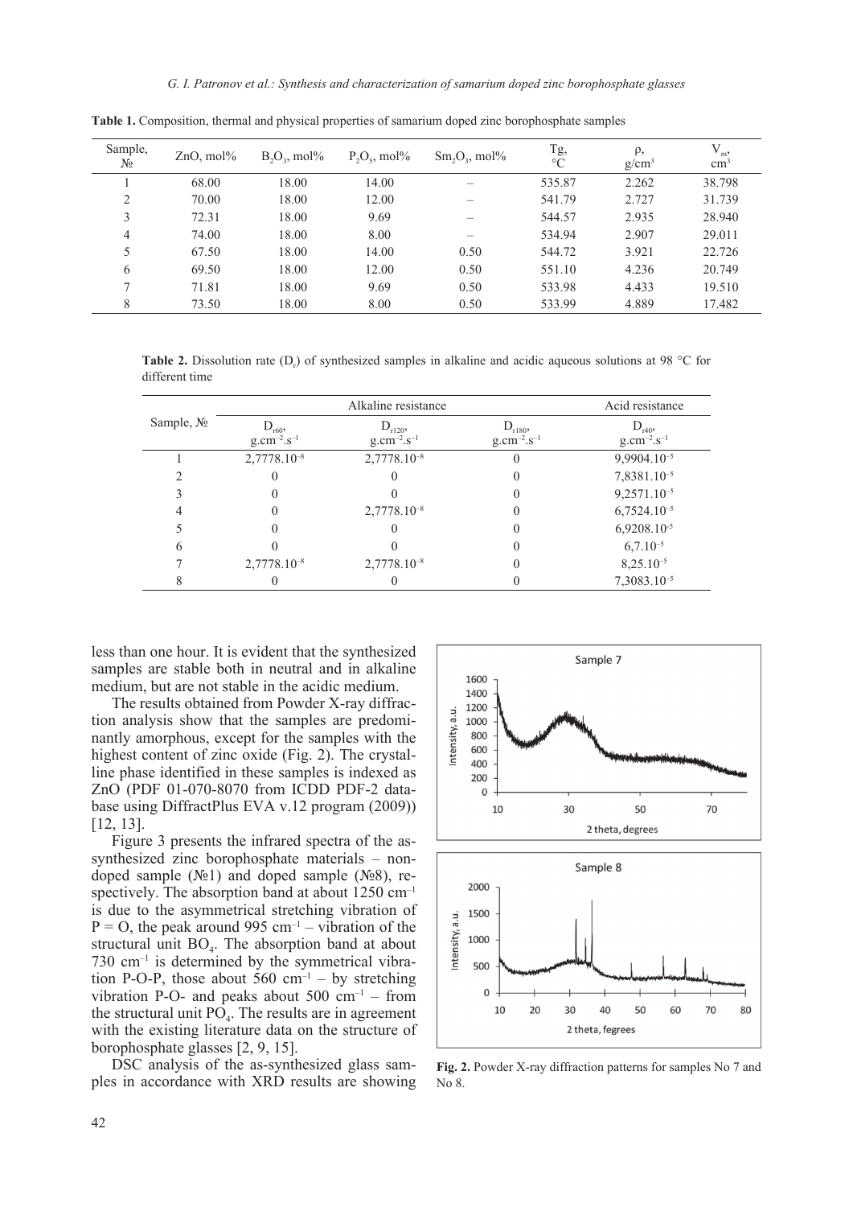**Table 1.** Composition, thermal and physical properties of samarium doped zinc borophosphate samples

| Sample, № | ZnO, mol% | $B_2O_3$, mol% | $P_2O_5$, mol% | $Sm_2O_3$, mol% | Tg, °C | ρ, g/cm$^3$ | $V_m$, cm$^3$ |
|---|---|---|---|---|---|---|---|
| 1 | 68.00 | 18.00 | 14.00 | – | 535.87 | 2.262 | 38.798 |
| 2 | 70.00 | 18.00 | 12.00 | – | 541.79 | 2.727 | 31.739 |
| 3 | 72.31 | 18.00 | 9.69 | – | 544.57 | 2.935 | 28.940 |
| 4 | 74.00 | 18.00 | 8.00 | – | 534.94 | 2.907 | 29.011 |
| 5 | 67.50 | 18.00 | 14.00 | 0.50 | 544.72 | 3.921 | 22.726 |
| 6 | 69.50 | 18.00 | 12.00 | 0.50 | 551.10 | 4.236 | 20.749 |
| 7 | 71.81 | 18.00 | 9.69 | 0.50 | 533.98 | 4.433 | 19.510 |
| 8 | 73.50 | 18.00 | 8.00 | 0.50 | 533.99 | 4.889 | 17.482 |

**Table 2.** Dissolution rate ($D_r$) of synthesized samples in alkaline and acidic aqueous solutions at 98 °C for different time

| Sample, № | Alkaline resistance | | | Acid resistance |
|---|---|---|---|---|
| | $D_{r60}$, g.cm$^{-2}$.s$^{-1}$ | $D_{r120}$, g.cm$^{-2}$.s$^{-1}$ | $D_{r180}$, g.cm$^{-2}$.s$^{-1}$ | $D_{r40}$, g.cm$^{-2}$.s$^{-1}$ |
| 1 | 2,7778.10$^{-8}$ | 2,7778.10$^{-8}$ | 0 | 9,9904.10$^{-5}$ |
| 2 | 0 | 0 | 0 | 7,8381.10$^{-5}$ |
| 3 | 0 | 0 | 0 | 9,2571.10$^{-5}$ |
| 4 | 0 | 2,7778.10$^{-8}$ | 0 | 6,7524.10$^{-5}$ |
| 5 | 0 | 0 | 0 | 6,9208.10$^{-5}$ |
| 6 | 0 | 0 | 0 | 6,7.10$^{-5}$ |
| 7 | 2,7778.10$^{-8}$ | 2,7778.10$^{-8}$ | 0 | 8,25.10$^{-5}$ |
| 8 | 0 | 0 | 0 | 7,3083.10$^{-5}$ |

less than one hour. It is evident that the synthesized samples are stable both in neutral and in alkaline medium, but are not stable in the acidic medium.

The results obtained from Powder X-ray diffraction analysis show that the samples are predominantly amorphous, except for the samples with the highest content of zinc oxide (Fig. 2). The crystalline phase identified in these samples is indexed as ZnO (PDF 01-070-8070 from ICDD PDF-2 database using DiffractPlus EVA v.12 program (2009)) [12, 13].

Figure 3 presents the infrared spectra of the as-synthesized zinc borophosphate materials – non-doped sample (№1) and doped sample (№8), respectively. The absorption band at about 1250 cm$^{-1}$ is due to the asymmetrical stretching vibration of P = O, the peak around 995 cm$^{-1}$ – vibration of the structural unit $BO_4$. The absorption band at about 730 cm$^{-1}$ is determined by the symmetrical vibration P-O-P, those about 560 cm$^{-1}$ – by stretching vibration P-O- and peaks about 500 cm$^{-1}$ – from the structural unit $PO_4$. The results are in agreement with the existing literature data on the structure of borophosphate glasses [2, 9, 15].

DSC analysis of the as-synthesized glass samples in accordance with XRD results are showing

**Fig. 2.** Powder X-ray diffraction patterns for samples No 7 and No 8.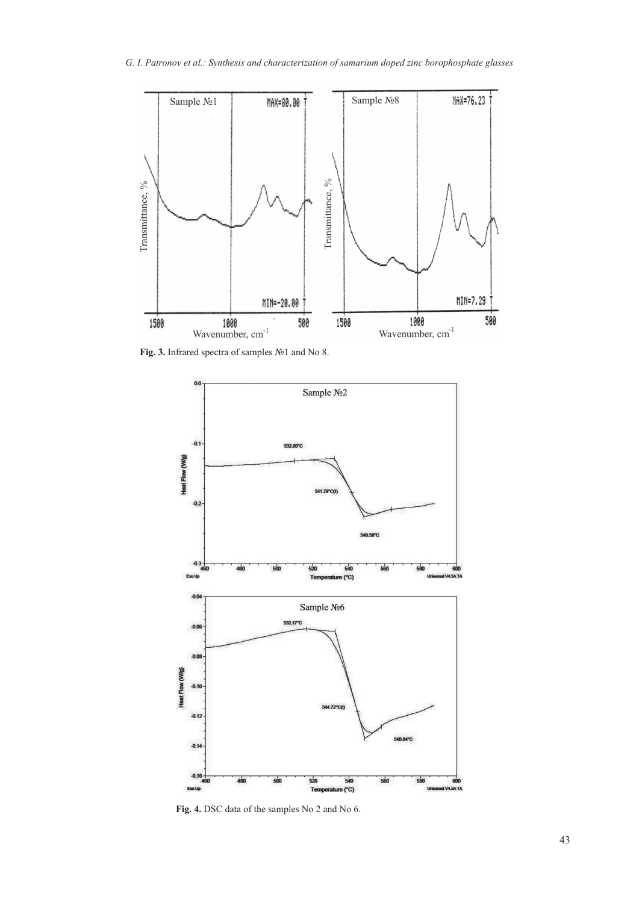Fig. 3. Infrared spectra of samples №1 and No 8.

Fig. 4. DSC data of the samples No 2 and No 6.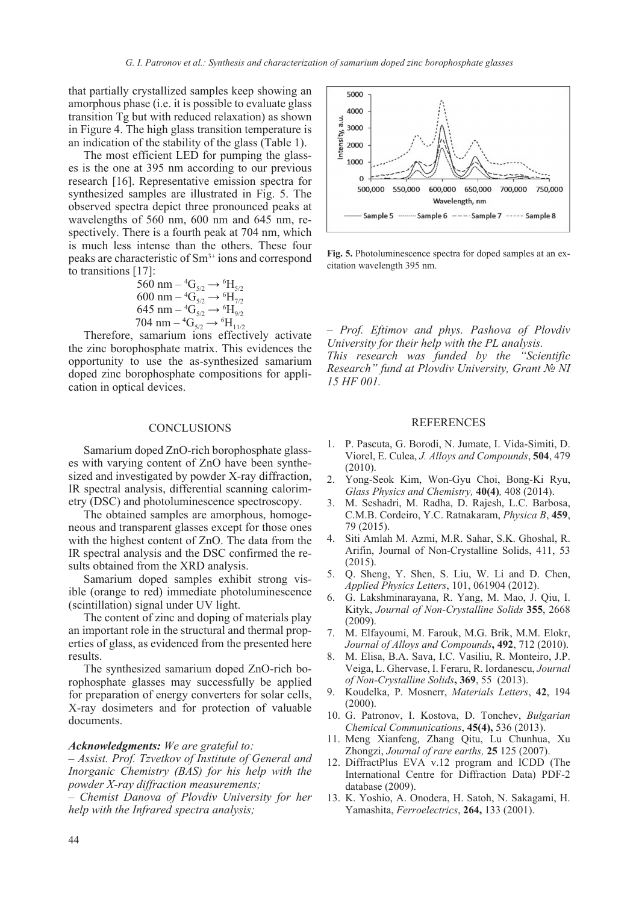that partially crystallized samples keep showing an amorphous phase (i.e. it is possible to evaluate glass transition Tg but with reduced relaxation) as shown in Figure 4. The high glass transition temperature is an indication of the stability of the glass (Table 1).

The most efficient LED for pumping the glasses is the one at 395 nm according to our previous research [16]. Representative emission spectra for synthesized samples are illustrated in Fig. 5. The observed spectra depict three pronounced peaks at wavelengths of 560 nm, 600 nm and 645 nm, respectively. There is a fourth peak at 704 nm, which is much less intense than the others. These four peaks are characteristic of $Sm^{3+}$ ions and correspond to transitions [17]:

560 nm – $^4G_{5/2} \rightarrow {}^6H_{5/2}$
600 nm – $^4G_{5/2} \rightarrow {}^6H_{7/2}$
645 nm – $^4G_{5/2} \rightarrow {}^6H_{9/2}$
704 nm – $^4G_{5/2} \rightarrow {}^6H_{11/2}$

Therefore, samarium ions effectively activate the zinc borophosphate matrix. This evidences the opportunity to use the as-synthesized samarium doped zinc borophosphate compositions for application in optical devices.

**Fig. 5.** Photoluminescence spectra for doped samples at an excitation wavelength 395 nm.

## CONCLUSIONS

Samarium doped ZnO-rich borophosphate glasses with varying content of ZnO have been synthesized and investigated by powder X-ray diffraction, IR spectral analysis, differential scanning calorimetry (DSC) and photoluminescence spectroscopy.

The obtained samples are amorphous, homogeneous and transparent glasses except for those ones with the highest content of ZnO. The data from the IR spectral analysis and the DSC confirmed the results obtained from the XRD analysis.

Samarium doped samples exhibit strong visible (orange to red) immediate photoluminescence (scintillation) signal under UV light.

The content of zinc and doping of materials play an important role in the structural and thermal properties of glass, as evidenced from the presented here results.

The synthesized samarium doped ZnO-rich borophosphate glasses may successfully be applied for preparation of energy converters for solar cells, X-ray dosimeters and for protection of valuable documents.

***Acknowledgments:*** *We are grateful to:*
*– Assist. Prof. Tzvetkov of Institute of General and Inorganic Chemistry (BAS) for his help with the powder X-ray diffraction measurements;*
*– Chemist Danova of Plovdiv University for her help with the Infrared spectra analysis;*
*– Prof. Eftimov and phys. Pashova of Plovdiv University for their help with the PL analysis.*
*This research was funded by the "Scientific Research" fund at Plovdiv University, Grant № NI 15 HF 001.*

## REFERENCES

1. P. Pascuta, G. Borodi, N. Jumate, I. Vida-Simiti, D. Viorel, E. Culea, *J. Alloys and Compounds*, **504**, 479 (2010).
2. Yong-Seok Kim, Won-Gyu Choi, Bong-Ki Ryu, *Glass Physics and Chemistry,* **40(4)***,* 408 (2014).
3. M. Seshadri, M. Radha, D. Rajesh, L.C. Barbosa, C.M.B. Cordeiro, Y.C. Ratnakaram, *Physica B*, **459**, 79 (2015).
4. Siti Amlah M. Azmi, M.R. Sahar, S.K. Ghoshal, R. Arifin, Journal of Non-Crystalline Solids, 411, 53 (2015).
5. Q. Sheng, Y. Shen, S. Liu, W. Li and D. Chen, *Applied Physics Letters*, 101, 061904 (2012).
6. G. Lakshminarayana, R. Yang, M. Mao, J. Qiu, I. Kityk, *Journal of Non-Crystalline Solids* **355**, 2668 (2009).
7. M. Elfayoumi, M. Farouk, M.G. Brik, M.M. Elokr, *Journal of Alloys and Compounds***, 492**, 712 (2010).
8. M. Elisa, B.A. Sava, I.C. Vasiliu, R. Monteiro, J.P. Veiga, L. Ghervase, I. Feraru, R. Iordanescu, *Journal of Non-Crystalline Solids***, 369**, 55 (2013).
9. Koudelka, P. Mosnerr, *Materials Letters*, **42**, 194 (2000).
10. G. Patronov, I. Kostova, D. Tonchev, *Bulgarian Chemical Communications*, **45(4),** 536 (2013).
11. Meng Xianfeng, Zhang Qitu, Lu Chunhua, Xu Zhongzi, *Journal of rare earths,* **25** 125 (2007).
12. DiffractPlus EVA v.12 program and ICDD (The International Centre for Diffraction Data) PDF-2 database (2009).
13. K. Yoshio, A. Onodera, H. Satoh, N. Sakagami, H. Yamashita, *Ferroelectrics*, **264,** 133 (2001).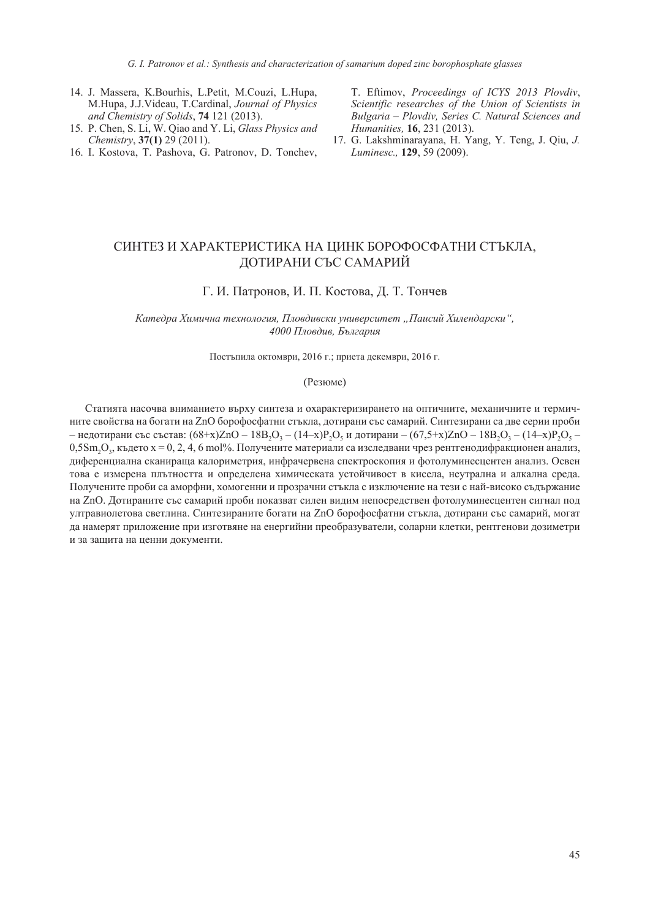14. J. Massera, K.Bourhis, L.Petit, M.Couzi, L.Hupa, M.Hupa, J.J.Videau, T.Cardinal, *Journal of Physics and Chemistry of Solids*, **74** 121 (2013).
15. P. Chen, S. Li, W. Qiao and Y. Li, *Glass Physics and Chemistry*, **37(1)** 29 (2011).
16. I. Kostova, T. Pashova, G. Patronov, D. Tonchev, T. Eftimov, *Proceedings of ICYS 2013 Plovdiv*, *Scientific researches of the Union of Scientists in Bulgaria – Plovdiv, Series C. Natural Sciences and Humanities,* **16**, 231 (2013).
17. G. Lakshminarayana, H. Yang, Y. Teng, J. Qiu, *J. Luminesc.,* **129**, 59 (2009).

# СИНТЕЗ И ХАРАКТЕРИСТИКА НА ЦИНК БОРОФОСФАТНИ СТЪКЛА, ДОТИРАНИ СЪС САМАРИЙ

Г. И. Патронов, И. П. Костова, Д. Т. Тончев

*Катедра Химична технология, Пловдивски университет „Паисий Хилендарски“, 4000 Пловдив, България*

Постъпила октомври, 2016 г.; приета декември, 2016 г.

(Резюме)

Статията насочва вниманието върху синтеза и охарактеризирането на оптичните, механичните и термичните свойства на богати на ZnO борофосфатни стъкла, дотирани със самарий. Синтезирани са две серии проби – недотирани със състав: $(68+x)ZnO – 18B_2O_3 – (14–x)P_2O_5$ и дотирани – $(67{,}5+x)ZnO – 18B_2O_3 – (14–x)P_2O_5 – 0{,}5Sm_2O_3$, където x = 0, 2, 4, 6 mol%. Получените материали са изследвани чрез рентгенодифракционен анализ, диференциална сканираща калориметрия, инфрачервена спектроскопия и фотолуминесцентен анализ. Освен това е измерена плътността и определена химическата устойчивост в кисела, неутрална и алкална среда. Получените проби са аморфни, хомогенни и прозрачни стъкла с изключение на тези с най-високо съдържание на ZnO. Дотираните със самарий проби показват силен видим непосредствен фотолуминесцентен сигнал под ултравиолетова светлина. Синтезираните богати на ZnO борофосфатни стъкла, дотирани със самарий, могат да намерят приложение при изготвяне на енергийни преобразуватели, соларни клетки, рентгенови дозиметри и за защита на ценни документи.